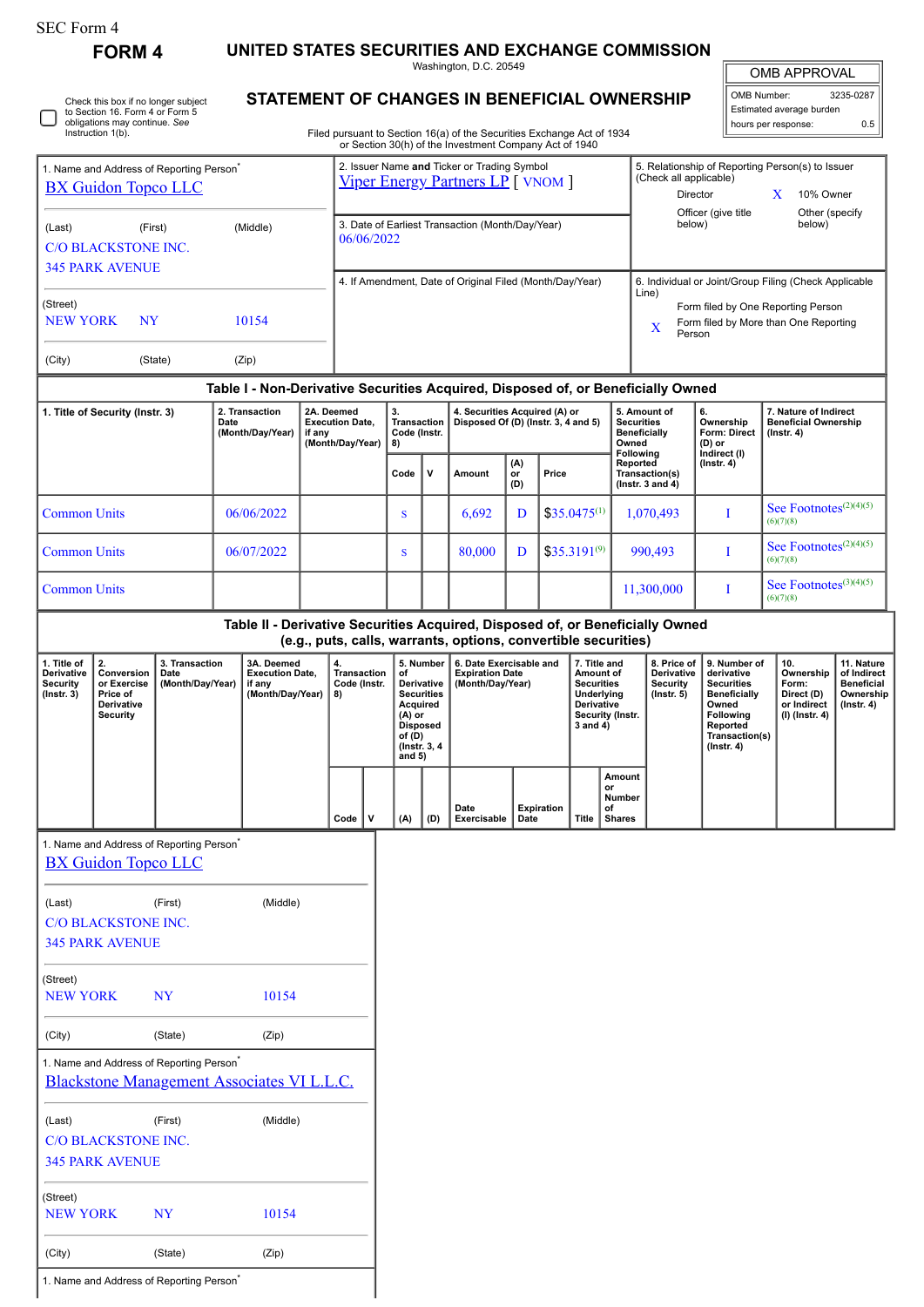SEC Form 4

**FORM 4**

# UNITED STATES SECURITIES AND EXCHANGE COMMISSION

Washington, D.C. 20549

## STATEMENT OF CHANGES IN BENEFICIAL OWNERSHIP

Filed pursuant to Section 16(a) of the Securities Exchange Act of 1934 or Section 30(h) of the Investment Company Act of 1940

| OMB APPROVAL | |
|---|---|
| OMB Number: | 3235-0287 |
| Estimated average burden | |
| hours per response: | 0.5 |

☐ Check this box if no longer subject to Section 16. Form 4 or Form 5 obligations may continue. *See* Instruction 1(b).

| 1. Name and Address of Reporting Person* | 2. Issuer Name and Ticker or Trading Symbol | 5. Relationship of Reporting Person(s) to Issuer (Check all applicable) |
|---|---|---|
| BX Guidon Topco LLC | Viper Energy Partners LP [ VNOM ] | Director; X 10% Owner; Officer (give title below); Other (specify below) |
| (Last) (First) (Middle) | 3. Date of Earliest Transaction (Month/Day/Year) | |
| C/O BLACKSTONE INC. 345 PARK AVENUE | 06/06/2022 | |
| (Street) | 4. If Amendment, Date of Original Filed (Month/Day/Year) | 6. Individual or Joint/Group Filing (Check Applicable Line) |
| NEW YORK NY 10154 | | Form filed by One Reporting Person; X Form filed by More than One Reporting Person |
| (City) (State) (Zip) | | |

### Table I - Non-Derivative Securities Acquired, Disposed of, or Beneficially Owned

| 1. Title of Security (Instr. 3) | 2. Transaction Date (Month/Day/Year) | 2A. Deemed Execution Date, if any (Month/Day/Year) | 3. Transaction Code (Instr. 8) | | 4. Securities Acquired (A) or Disposed Of (D) (Instr. 3, 4 and 5) | | | 5. Amount of Securities Beneficially Owned Following Reported Transaction(s) (Instr. 3 and 4) | 6. Ownership Form: Direct (D) or Indirect (I) (Instr. 4) | 7. Nature of Indirect Beneficial Ownership (Instr. 4) |
|---|---|---|---|---|---|---|---|---|---|---|
| | | | Code | V | Amount | (A) or (D) | Price | | | |
| Common Units | 06/06/2022 | | S | | 6,692 | D | $35.0475[1] | 1,070,493 | I | See Footnotes[2][4][5][6][7][8] |
| Common Units | 06/07/2022 | | S | | 80,000 | D | $35.3191[9] | 990,493 | I | See Footnotes[2][4][5][6][7][8] |
| Common Units | | | | | | | | 11,300,000 | I | See Footnotes[3][4][5][6][7][8] |

### Table II - Derivative Securities Acquired, Disposed of, or Beneficially Owned (e.g., puts, calls, warrants, options, convertible securities)

| 1. Title of Derivative Security (Instr. 3) | 2. Conversion or Exercise Price of Derivative Security | 3. Transaction Date (Month/Day/Year) | 3A. Deemed Execution Date, if any (Month/Day/Year) | 4. Transaction Code (Instr. 8) | | 5. Number of Derivative Securities Acquired (A) or Disposed of (D) (Instr. 3, 4 and 5) | | 6. Date Exercisable and Expiration Date (Month/Day/Year) | | 7. Title and Amount of Securities Underlying Derivative Security (Instr. 3 and 4) | | 8. Price of Derivative Security (Instr. 5) | 9. Number of derivative Securities Beneficially Owned Following Reported Transaction(s) (Instr. 4) | 10. Ownership Form: Direct (D) or Indirect (I) (Instr. 4) | 11. Nature of Indirect Beneficial Ownership (Instr. 4) |
|---|---|---|---|---|---|---|---|---|---|---|---|---|---|---|---|
| | | | | Code | V | (A) | (D) | Date Exercisable | Expiration Date | Title | Amount or Number of Shares | | | | |

| 1. Name and Address of Reporting Person* |
|---|
| BX Guidon Topco LLC |
| (Last) (First) (Middle) |
| C/O BLACKSTONE INC. 345 PARK AVENUE |
| (Street) |
| NEW YORK NY 10154 |
| (City) (State) (Zip) |

| 1. Name and Address of Reporting Person* |
|---|
| Blackstone Management Associates VI L.L.C. |
| (Last) (First) (Middle) |
| C/O BLACKSTONE INC. 345 PARK AVENUE |
| (Street) |
| NEW YORK NY 10154 |
| (City) (State) (Zip) |

1. Name and Address of Reporting Person*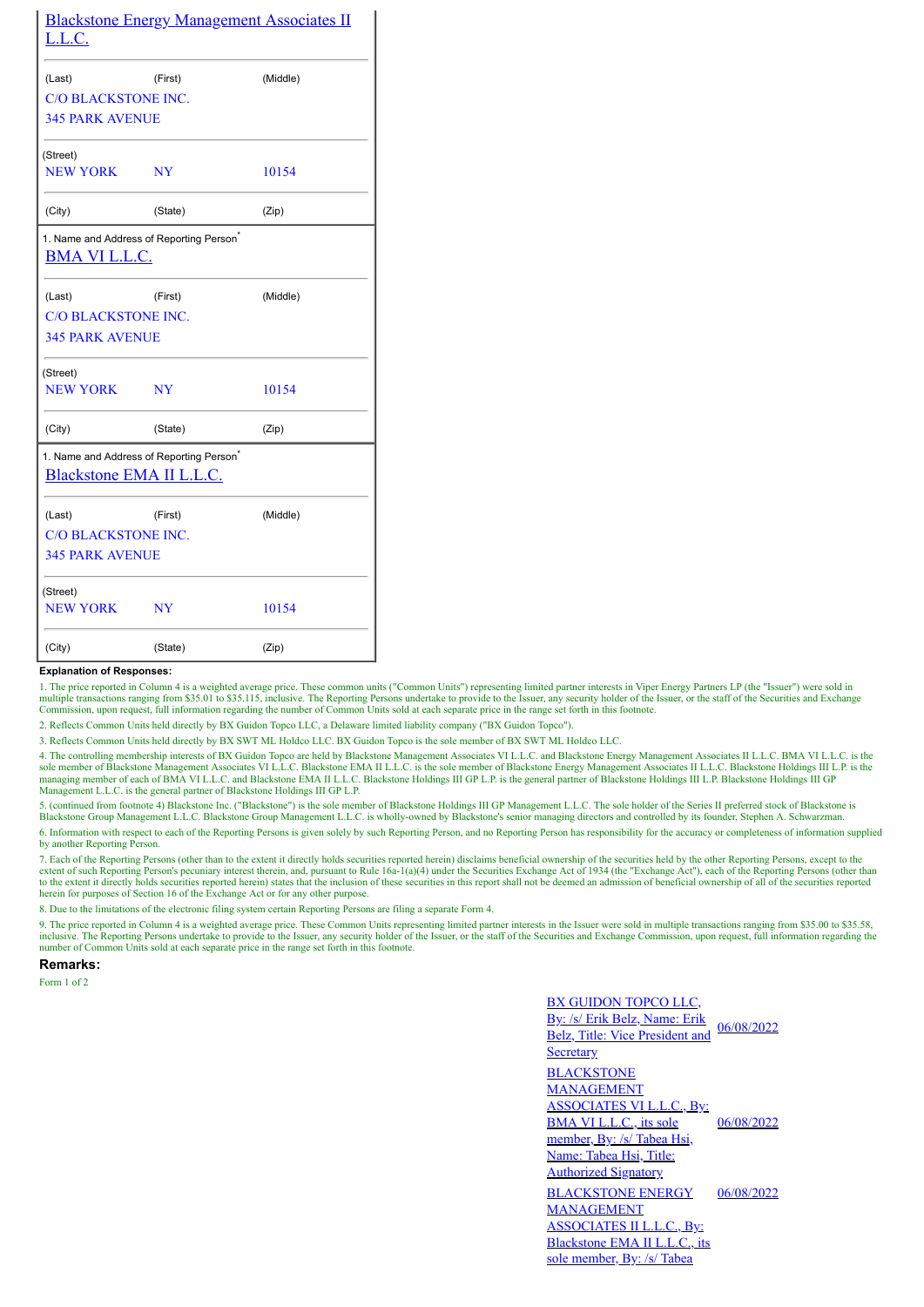Blackstone Energy Management Associates II L.L.C.

| (Last) | (First) | (Middle) |
|---|---|---|
| C/O BLACKSTONE INC. 345 PARK AVENUE | | |
| (Street) | | |
| NEW YORK | NY | 10154 |
| (City) | (State) | (Zip) |

1. Name and Address of Reporting Person*

BMA VI L.L.C.

| (Last) | (First) | (Middle) |
|---|---|---|
| C/O BLACKSTONE INC. 345 PARK AVENUE | | |
| (Street) | | |
| NEW YORK | NY | 10154 |
| (City) | (State) | (Zip) |

1. Name and Address of Reporting Person*

Blackstone EMA II L.L.C.

| (Last) | (First) | (Middle) |
|---|---|---|
| C/O BLACKSTONE INC. 345 PARK AVENUE | | |
| (Street) | | |
| NEW YORK | NY | 10154 |
| (City) | (State) | (Zip) |

**Explanation of Responses:**

1. The price reported in Column 4 is a weighted average price. These common units ("Common Units") representing limited partner interests in Viper Energy Partners LP (the "Issuer") were sold in multiple transactions ranging from $35.01 to $35.115, inclusive. The Reporting Persons undertake to provide to the Issuer, any security holder of the Issuer, or the staff of the Securities and Exchange Commission, upon request, full information regarding the number of Common Units sold at each separate price in the range set forth in this footnote.

2. Reflects Common Units held directly by BX Guidon Topco LLC, a Delaware limited liability company ("BX Guidon Topco").

3. Reflects Common Units held directly by BX SWT ML Holdco LLC. BX Guidon Topco is the sole member of BX SWT ML Holdco LLC.

4. The controlling membership interests of BX Guidon Topco are held by Blackstone Management Associates VI L.L.C. and Blackstone Energy Management Associates II L.L.C. BMA VI L.L.C. is the sole member of Blackstone Management Associates VI L.L.C. Blackstone EMA II L.L.C. is the sole member of Blackstone Energy Management Associates II L.L.C. Blackstone Holdings III L.P. is the managing member of each of BMA VI L.L.C. and Blackstone EMA II L.L.C. Blackstone Holdings III GP L.P. is the general partner of Blackstone Holdings III L.P. Blackstone Holdings III GP Management L.L.C. is the general partner of Blackstone Holdings III GP L.P.

5. (continued from footnote 4) Blackstone Inc. ("Blackstone") is the sole member of Blackstone Holdings III GP Management L.L.C. The sole holder of the Series II preferred stock of Blackstone is Blackstone Group Management L.L.C. Blackstone Group Management L.L.C. is wholly-owned by Blackstone's senior managing directors and controlled by its founder, Stephen A. Schwarzman.

6. Information with respect to each of the Reporting Persons is given solely by such Reporting Person, and no Reporting Person has responsibility for the accuracy or completeness of information supplied by another Reporting Person.

7. Each of the Reporting Persons (other than to the extent it directly holds securities reported herein) disclaims beneficial ownership of the securities held by the other Reporting Persons, except to the extent of such Reporting Person's pecuniary interest therein, and, pursuant to Rule 16a-1(a)(4) under the Securities Exchange Act of 1934 (the "Exchange Act"), each of the Reporting Persons (other than to the extent it directly holds securities reported herein) states that the inclusion of these securities in this report shall not be deemed an admission of beneficial ownership of all of the securities reported herein for purposes of Section 16 of the Exchange Act or for any other purpose.

8. Due to the limitations of the electronic filing system certain Reporting Persons are filing a separate Form 4.

9. The price reported in Column 4 is a weighted average price. These Common Units representing limited partner interests in the Issuer were sold in multiple transactions ranging from $35.00 to $35.58, inclusive. The Reporting Persons undertake to provide to the Issuer, any security holder of the Issuer, or the staff of the Securities and Exchange Commission, upon request, full information regarding the number of Common Units sold at each separate price in the range set forth in this footnote.

**Remarks:**

Form 1 of 2

| | |
|---|---|
| BX GUIDON TOPCO LLC, By: /s/ Erik Belz, Name: Erik Belz, Title: Vice President and Secretary | 06/08/2022 |
| BLACKSTONE MANAGEMENT ASSOCIATES VI L.L.C., By: BMA VI L.L.C., its sole member, By: /s/ Tabea Hsi, Name: Tabea Hsi, Title: Authorized Signatory | 06/08/2022 |
| BLACKSTONE ENERGY MANAGEMENT ASSOCIATES II L.L.C., By: Blackstone EMA II L.L.C., its sole member, By: /s/ Tabea | 06/08/2022 |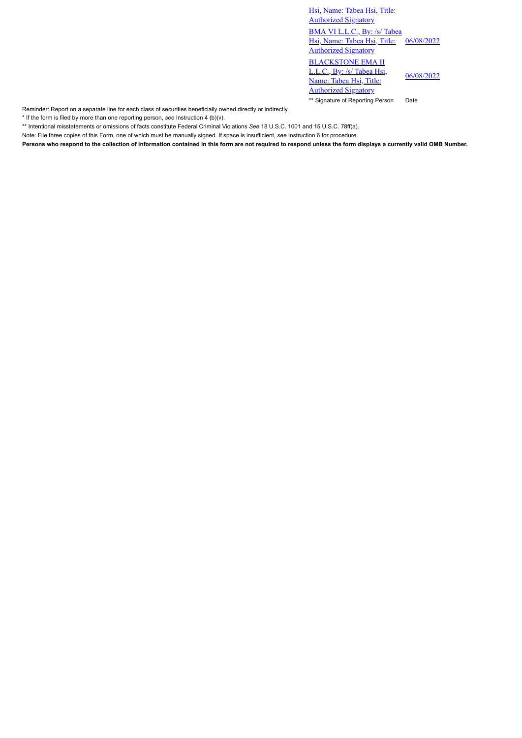| | |
|---|---|
| Hsi, Name: Tabea Hsi, Title: Authorized Signatory | |
| BMA VI L.L.C., By: /s/ Tabea Hsi, Name: Tabea Hsi, Title: Authorized Signatory | 06/08/2022 |
| BLACKSTONE EMA II L.L.C., By: /s/ Tabea Hsi, Name: Tabea Hsi, Title: Authorized Signatory | 06/08/2022 |
| ** Signature of Reporting Person | Date |

Reminder: Report on a separate line for each class of securities beneficially owned directly or indirectly.

* If the form is filed by more than one reporting person, *see* Instruction 4 (b)(v).

** Intentional misstatements or omissions of facts constitute Federal Criminal Violations *See* 18 U.S.C. 1001 and 15 U.S.C. 78ff(a).

Note: File three copies of this Form, one of which must be manually signed. If space is insufficient, *see* Instruction 6 for procedure.

**Persons who respond to the collection of information contained in this form are not required to respond unless the form displays a currently valid OMB Number.**